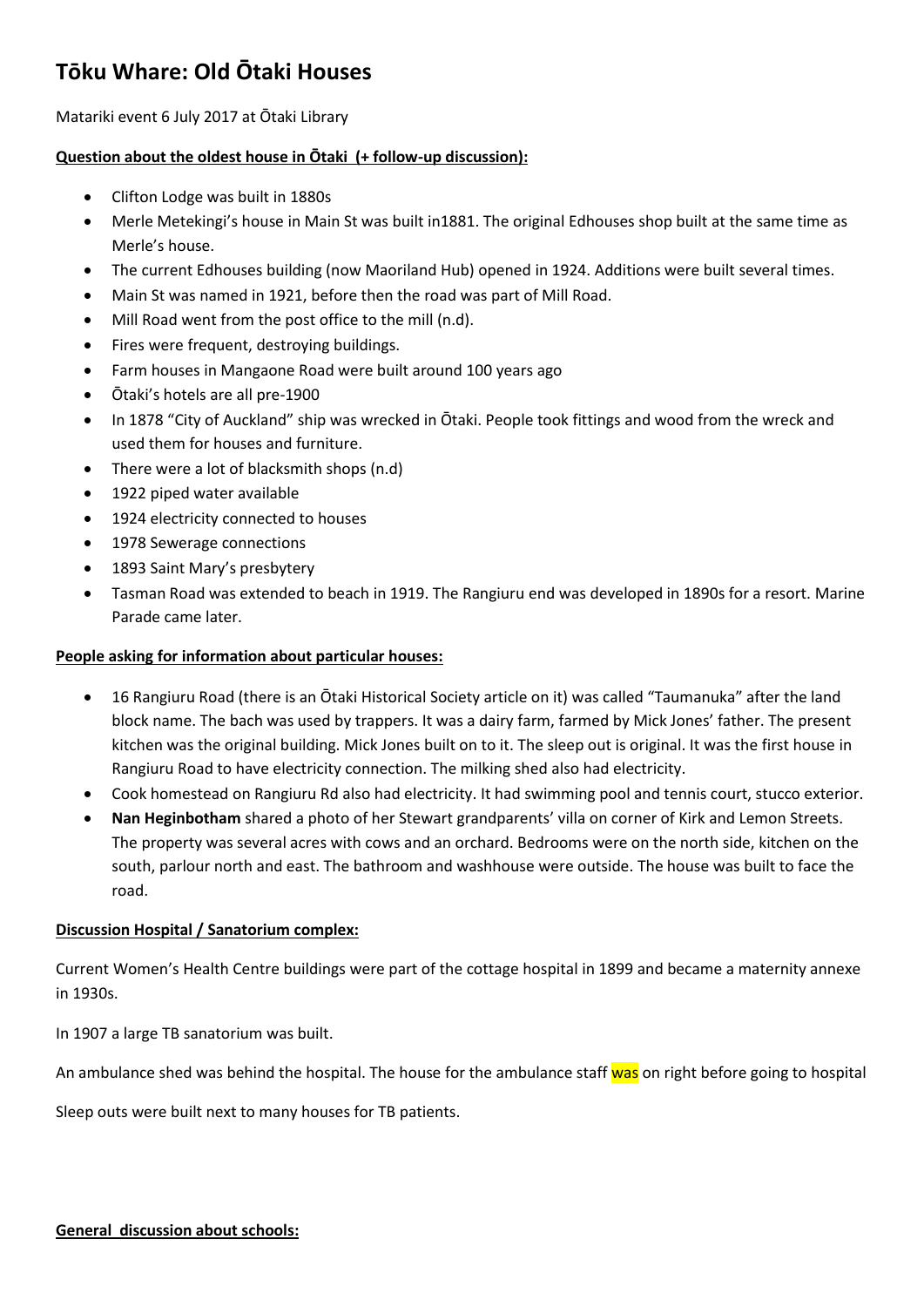# Tōku Whare: Old Ōtaki Houses

Matariki event 6 July 2017 at Ōtaki Library

**Question about the oldest house in Ōtaki (+ follow-up discussion):**

- Clifton Lodge was built in 1880s
- Merle Metekingi's house in Main St was built in1881. The original Edhouses shop built at the same time as Merle's house.
- The current Edhouses building (now Maoriland Hub) opened in 1924. Additions were built several times.
- Main St was named in 1921, before then the road was part of Mill Road.
- Mill Road went from the post office to the mill (n.d).
- Fires were frequent, destroying buildings.
- Farm houses in Mangaone Road were built around 100 years ago
- Ōtaki's hotels are all pre-1900
- In 1878 "City of Auckland" ship was wrecked in Ōtaki. People took fittings and wood from the wreck and used them for houses and furniture.
- There were a lot of blacksmith shops (n.d)
- 1922 piped water available
- 1924 electricity connected to houses
- 1978 Sewerage connections
- 1893 Saint Mary's presbytery
- Tasman Road was extended to beach in 1919. The Rangiuru end was developed in 1890s for a resort. Marine Parade came later.

**People asking for information about particular houses:**

- 16 Rangiuru Road (there is an Ōtaki Historical Society article on it) was called "Taumanuka" after the land block name. The bach was used by trappers. It was a dairy farm, farmed by Mick Jones' father. The present kitchen was the original building. Mick Jones built on to it. The sleep out is original. It was the first house in Rangiuru Road to have electricity connection. The milking shed also had electricity.
- Cook homestead on Rangiuru Rd also had electricity. It had swimming pool and tennis court, stucco exterior.
- **Nan Heginbotham** shared a photo of her Stewart grandparents' villa on corner of Kirk and Lemon Streets. The property was several acres with cows and an orchard. Bedrooms were on the north side, kitchen on the south, parlour north and east. The bathroom and washhouse were outside. The house was built to face the road.

**Discussion Hospital / Sanatorium complex:**

Current Women's Health Centre buildings were part of the cottage hospital in 1899 and became a maternity annexe in 1930s.

In 1907 a large TB sanatorium was built.

An ambulance shed was behind the hospital. The house for the ambulance staff was on right before going to hospital

Sleep outs were built next to many houses for TB patients.

**General discussion about schools:**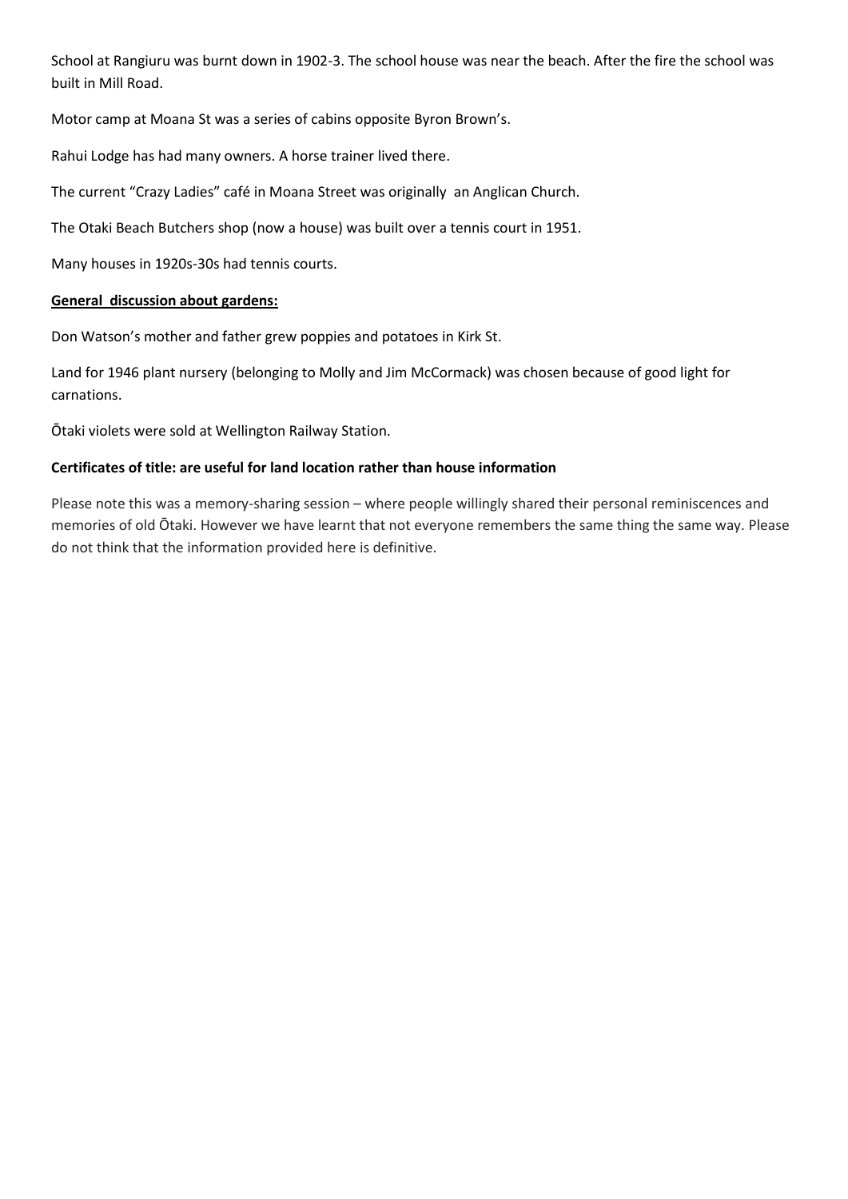School at Rangiuru was burnt down in 1902-3. The school house was near the beach. After the fire the school was built in Mill Road.

Motor camp at Moana St was a series of cabins opposite Byron Brown's.

Rahui Lodge has had many owners. A horse trainer lived there.

The current "Crazy Ladies" café in Moana Street was originally an Anglican Church.

The Otaki Beach Butchers shop (now a house) was built over a tennis court in 1951.

Many houses in 1920s-30s had tennis courts.

**General discussion about gardens:**

Don Watson's mother and father grew poppies and potatoes in Kirk St.

Land for 1946 plant nursery (belonging to Molly and Jim McCormack) was chosen because of good light for carnations.

Ōtaki violets were sold at Wellington Railway Station.

**Certificates of title: are useful for land location rather than house information**

Please note this was a memory-sharing session – where people willingly shared their personal reminiscences and memories of old Ōtaki. However we have learnt that not everyone remembers the same thing the same way. Please do not think that the information provided here is definitive.